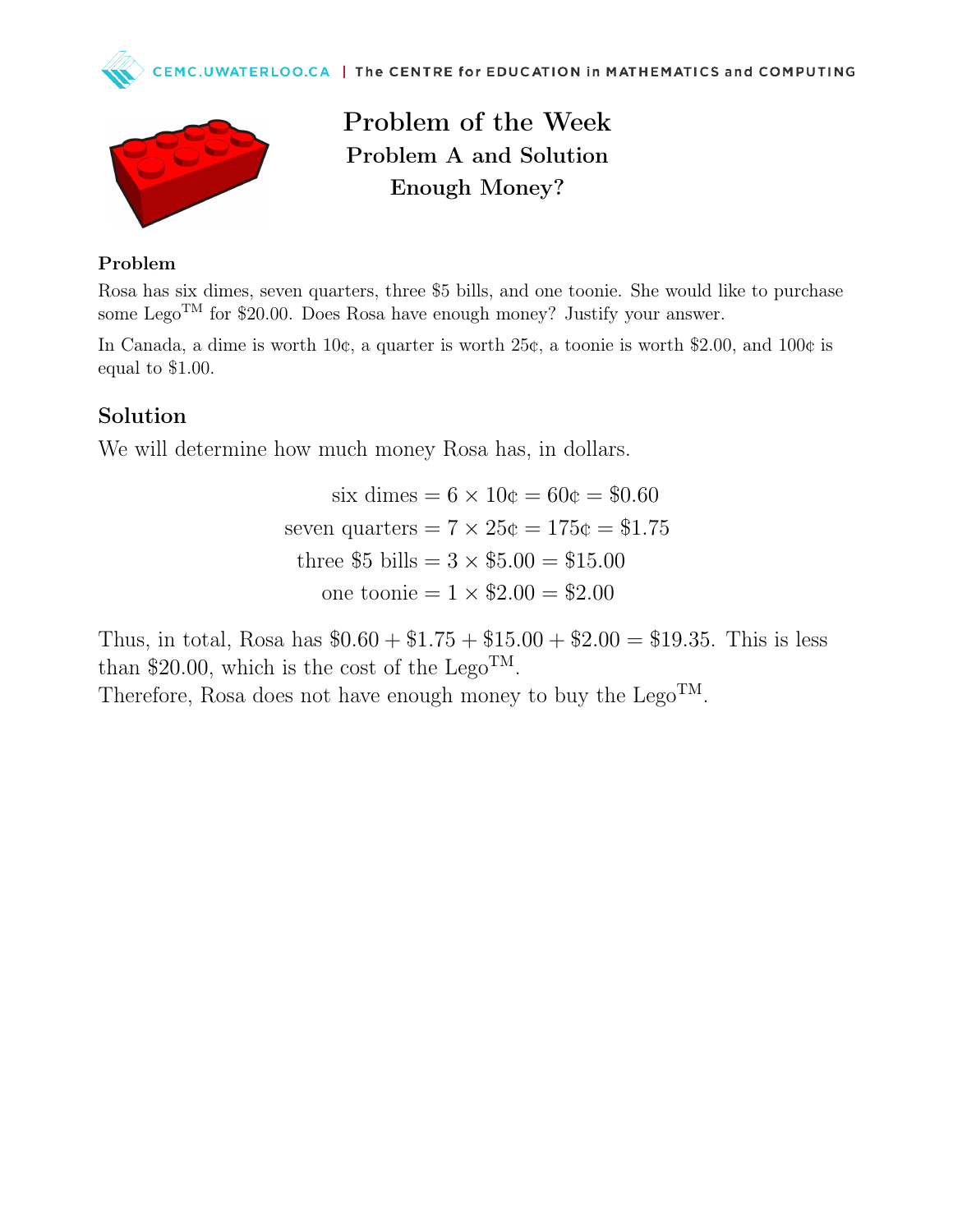# Problem of the Week

## Problem A and Solution

## Enough Money?

### Problem

Rosa has six dimes, seven quarters, three $5 bills, and one toonie. She would like to purchase some Lego™ for $20.00. Does Rosa have enough money? Justify your answer.

In Canada, a dime is worth 10¢, a quarter is worth 25¢, a toonie is worth $2.00, and 100¢ is equal to $1.00.

## Solution

We will determine how much money Rosa has, in dollars.

$$\text{six dimes} = 6 \times 10¢ = 60¢ = \$0.60$$

$$\text{seven quarters} = 7 \times 25¢ = 175¢ = \$1.75$$

$$\text{three \$5 bills} = 3 \times \$5.00 = \$15.00$$

$$\text{one toonie} = 1 \times \$2.00 = \$2.00$$

Thus, in total, Rosa has $\$0.60 + \$1.75 + \$15.00 + \$2.00 = \$19.35$. This is less than $20.00, which is the cost of the Lego™.

Therefore, Rosa does not have enough money to buy the Lego™.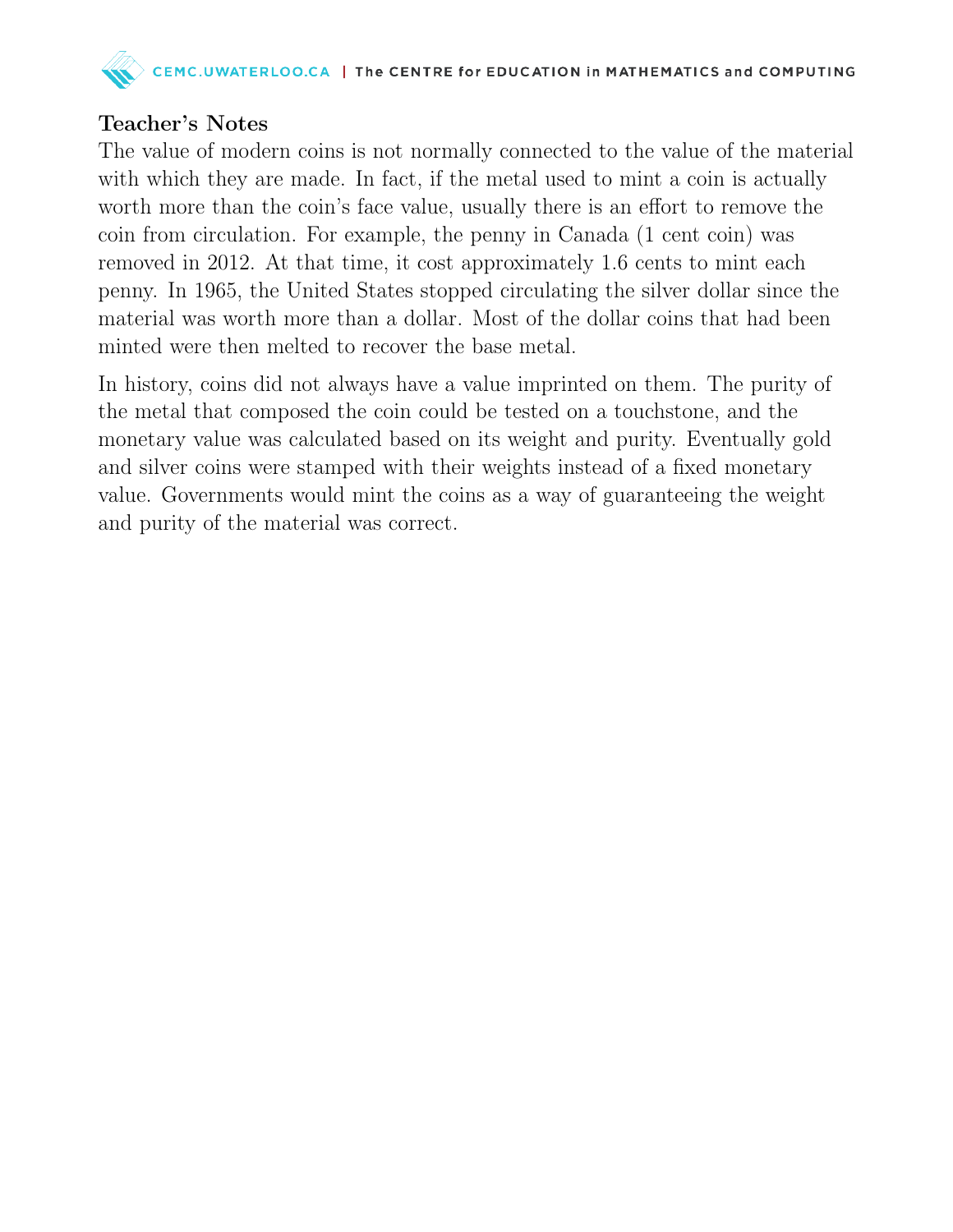**Teacher's Notes**

The value of modern coins is not normally connected to the value of the material with which they are made. In fact, if the metal used to mint a coin is actually worth more than the coin's face value, usually there is an effort to remove the coin from circulation. For example, the penny in Canada (1 cent coin) was removed in 2012. At that time, it cost approximately 1.6 cents to mint each penny. In 1965, the United States stopped circulating the silver dollar since the material was worth more than a dollar. Most of the dollar coins that had been minted were then melted to recover the base metal.

In history, coins did not always have a value imprinted on them. The purity of the metal that composed the coin could be tested on a touchstone, and the monetary value was calculated based on its weight and purity. Eventually gold and silver coins were stamped with their weights instead of a fixed monetary value. Governments would mint the coins as a way of guaranteeing the weight and purity of the material was correct.